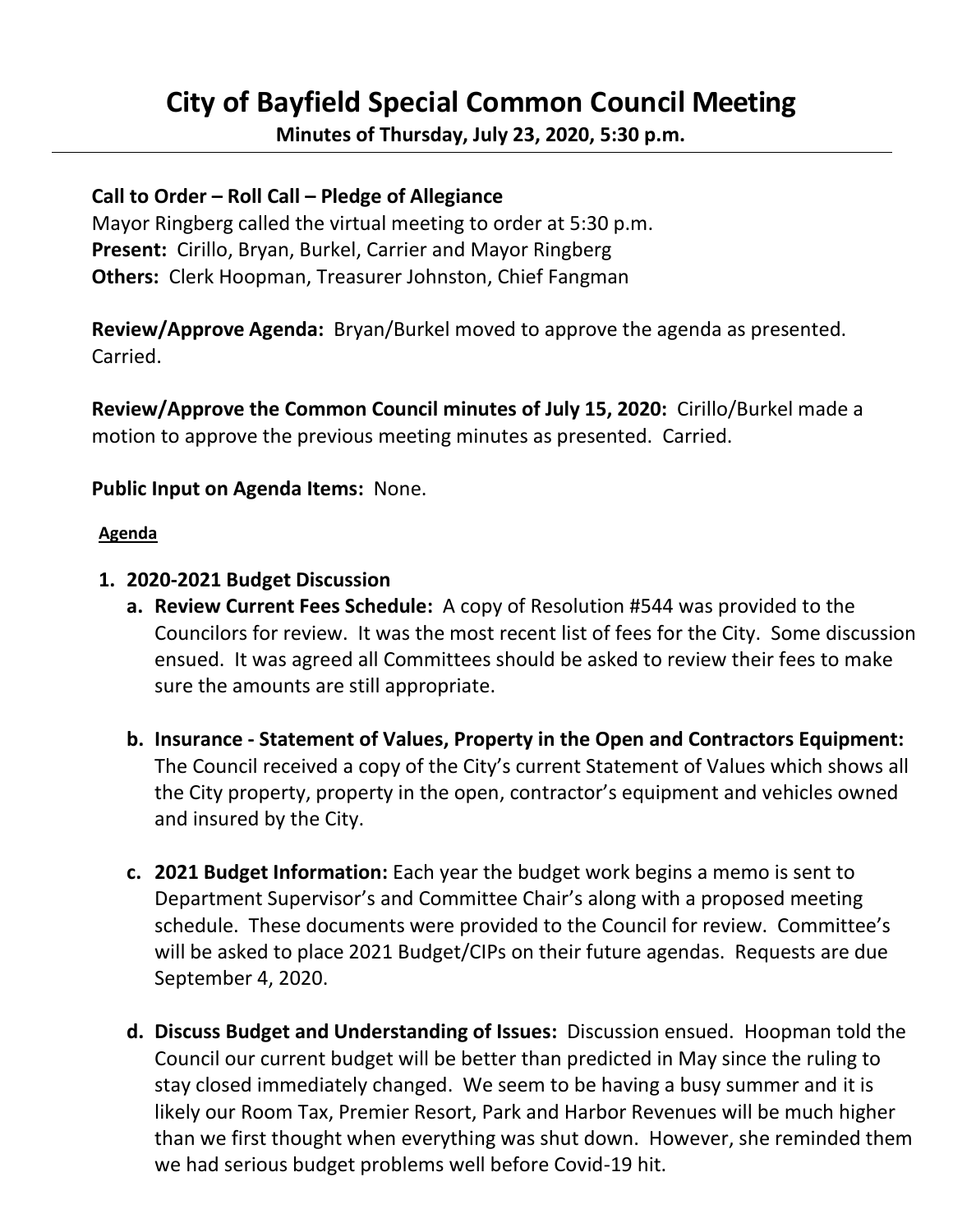# City of Bayfield Special Common Council Meeting

**Minutes of Thursday, July 23, 2020, 5:30 p.m.**

---

**Call to Order – Roll Call – Pledge of Allegiance**

Mayor Ringberg called the virtual meeting to order at 5:30 p.m.
**Present:** Cirillo, Bryan, Burkel, Carrier and Mayor Ringberg
**Others:** Clerk Hoopman, Treasurer Johnston, Chief Fangman

**Review/Approve Agenda:** Bryan/Burkel moved to approve the agenda as presented. Carried.

**Review/Approve the Common Council minutes of July 15, 2020:** Cirillo/Burkel made a motion to approve the previous meeting minutes as presented. Carried.

**Public Input on Agenda Items:** None.

**Agenda**

1. **2020-2021 Budget Discussion**
   a. **Review Current Fees Schedule:** A copy of Resolution #544 was provided to the Councilors for review. It was the most recent list of fees for the City. Some discussion ensued. It was agreed all Committees should be asked to review their fees to make sure the amounts are still appropriate.

   b. **Insurance - Statement of Values, Property in the Open and Contractors Equipment:** The Council received a copy of the City's current Statement of Values which shows all the City property, property in the open, contractor's equipment and vehicles owned and insured by the City.

   c. **2021 Budget Information:** Each year the budget work begins a memo is sent to Department Supervisor's and Committee Chair's along with a proposed meeting schedule. These documents were provided to the Council for review. Committee's will be asked to place 2021 Budget/CIPs on their future agendas. Requests are due September 4, 2020.

   d. **Discuss Budget and Understanding of Issues:** Discussion ensued. Hoopman told the Council our current budget will be better than predicted in May since the ruling to stay closed immediately changed. We seem to be having a busy summer and it is likely our Room Tax, Premier Resort, Park and Harbor Revenues will be much higher than we first thought when everything was shut down. However, she reminded them we had serious budget problems well before Covid-19 hit.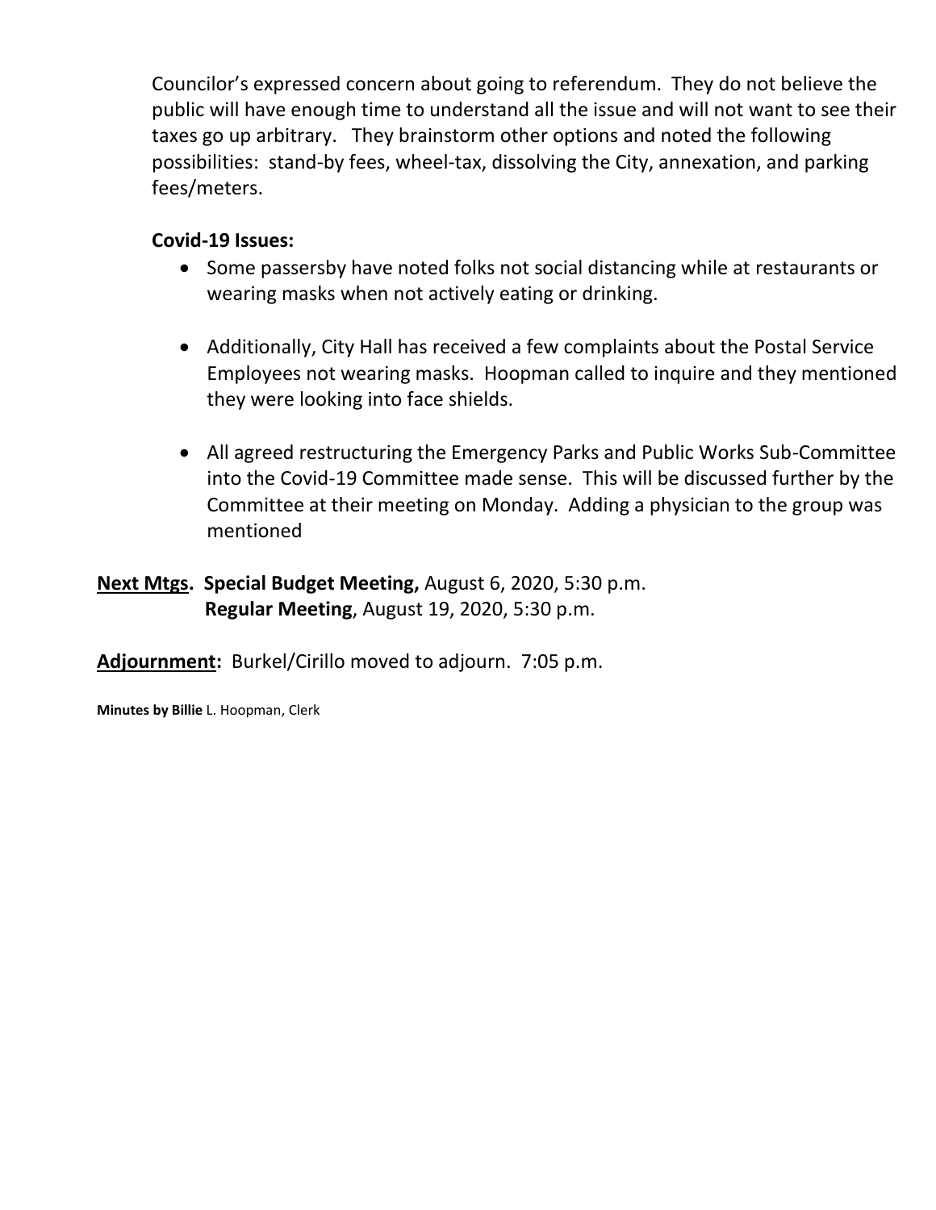Councilor's expressed concern about going to referendum. They do not believe the public will have enough time to understand all the issue and will not want to see their taxes go up arbitrary. They brainstorm other options and noted the following possibilities: stand-by fees, wheel-tax, dissolving the City, annexation, and parking fees/meters.

**Covid-19 Issues:**

- Some passersby have noted folks not social distancing while at restaurants or wearing masks when not actively eating or drinking.

- Additionally, City Hall has received a few complaints about the Postal Service Employees not wearing masks. Hoopman called to inquire and they mentioned they were looking into face shields.

- All agreed restructuring the Emergency Parks and Public Works Sub-Committee into the Covid-19 Committee made sense. This will be discussed further by the Committee at their meeting on Monday. Adding a physician to the group was mentioned

**Next Mtgs. Special Budget Meeting,** August 6, 2020, 5:30 p.m.
**Regular Meeting**, August 19, 2020, 5:30 p.m.

**Adjournment:** Burkel/Cirillo moved to adjourn. 7:05 p.m.

**Minutes by Billie** L. Hoopman, Clerk